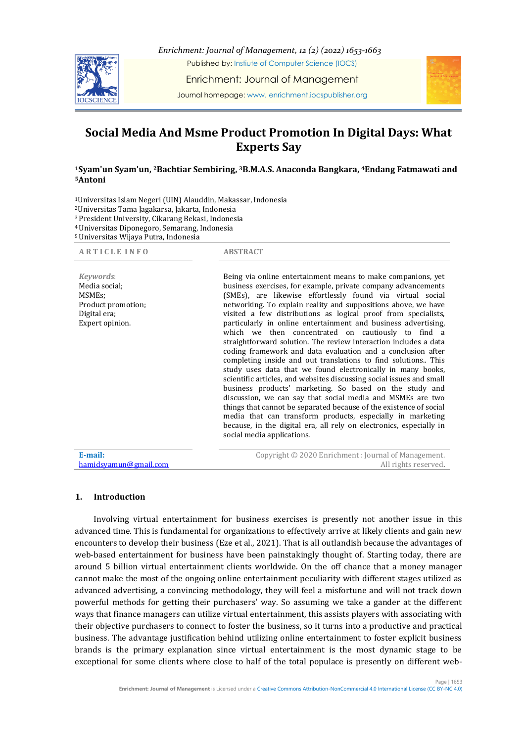# Social Media And Msme Product Promotion In Digital Days: What Experts Say

**[1]Syam'un Syam'un, [2]Bachtiar Sembiring, [3]B.M.A.S. Anaconda Bangkara, [4]Endang Fatmawati and [5]Antoni**

[1]Universitas Islam Negeri (UIN) Alauddin, Makassar, Indonesia
[2]Universitas Tama Jagakarsa, Jakarta, Indonesia
[3]President University, Cikarang Bekasi, Indonesia
[4]Universitas Diponegoro, Semarang, Indonesia
[5]Universitas Wijaya Putra, Indonesia

**ARTICLE INFO**

*Keywords*:
Media social;
MSMEs;
Product promotion;
Digital era;
Expert opinion.

**E-mail:**
hamidsyamun@gmail.com

**ABSTRACT**

Being via online entertainment means to make companions, yet business exercises, for example, private company advancements (SMEs), are likewise effortlessly found via virtual social networking. To explain reality and suppositions above, we have visited a few distributions as logical proof from specialists, particularly in online entertainment and business advertising, which we then concentrated on cautiously to find a straightforward solution. The review interaction includes a data coding framework and data evaluation and a conclusion after completing inside and out translations to find solutions.. This study uses data that we found electronically in many books, scientific articles, and websites discussing social issues and small business products' marketing. So based on the study and discussion, we can say that social media and MSMEs are two things that cannot be separated because of the existence of social media that can transform products, especially in marketing because, in the digital era, all rely on electronics, especially in social media applications.

Copyright © 2020 Enrichment : Journal of Management. All rights reserved.

## 1. Introduction

Involving virtual entertainment for business exercises is presently not another issue in this advanced time. This is fundamental for organizations to effectively arrive at likely clients and gain new encounters to develop their business (Eze et al., 2021). That is all outlandish because the advantages of web-based entertainment for business have been painstakingly thought of. Starting today, there are around 5 billion virtual entertainment clients worldwide. On the off chance that a money manager cannot make the most of the ongoing online entertainment peculiarity with different stages utilized as advanced advertising, a convincing methodology, they will feel a misfortune and will not track down powerful methods for getting their purchasers' way. So assuming we take a gander at the different ways that finance managers can utilize virtual entertainment, this assists players with associating with their objective purchasers to connect to foster the business, so it turns into a productive and practical business. The advantage justification behind utilizing online entertainment to foster explicit business brands is the primary explanation since virtual entertainment is the most dynamic stage to be exceptional for some clients where close to half of the total populace is presently on different web-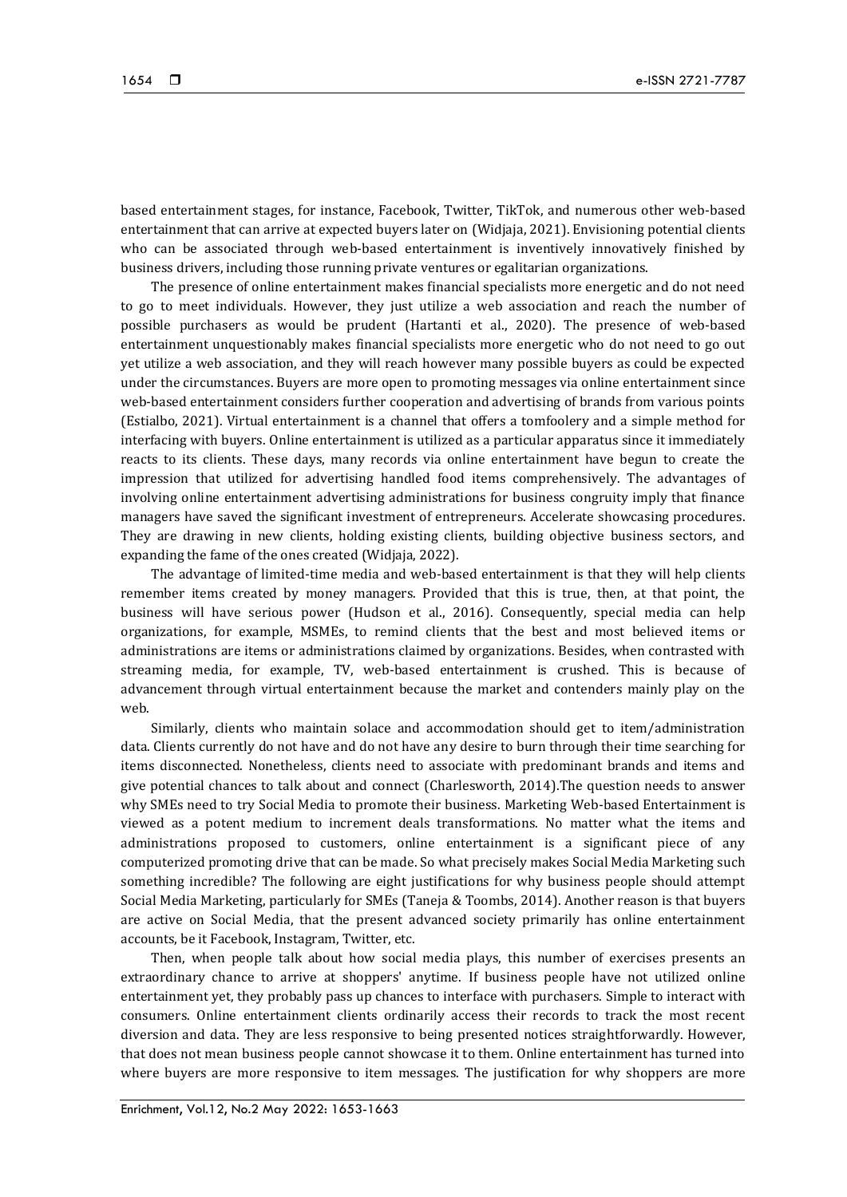based entertainment stages, for instance, Facebook, Twitter, TikTok, and numerous other web-based entertainment that can arrive at expected buyers later on (Widjaja, 2021). Envisioning potential clients who can be associated through web-based entertainment is inventively innovatively finished by business drivers, including those running private ventures or egalitarian organizations.

The presence of online entertainment makes financial specialists more energetic and do not need to go to meet individuals. However, they just utilize a web association and reach the number of possible purchasers as would be prudent (Hartanti et al., 2020). The presence of web-based entertainment unquestionably makes financial specialists more energetic who do not need to go out yet utilize a web association, and they will reach however many possible buyers as could be expected under the circumstances. Buyers are more open to promoting messages via online entertainment since web-based entertainment considers further cooperation and advertising of brands from various points (Estialbo, 2021). Virtual entertainment is a channel that offers a tomfoolery and a simple method for interfacing with buyers. Online entertainment is utilized as a particular apparatus since it immediately reacts to its clients. These days, many records via online entertainment have begun to create the impression that utilized for advertising handled food items comprehensively. The advantages of involving online entertainment advertising administrations for business congruity imply that finance managers have saved the significant investment of entrepreneurs. Accelerate showcasing procedures. They are drawing in new clients, holding existing clients, building objective business sectors, and expanding the fame of the ones created (Widjaja, 2022).

The advantage of limited-time media and web-based entertainment is that they will help clients remember items created by money managers. Provided that this is true, then, at that point, the business will have serious power (Hudson et al., 2016). Consequently, special media can help organizations, for example, MSMEs, to remind clients that the best and most believed items or administrations are items or administrations claimed by organizations. Besides, when contrasted with streaming media, for example, TV, web-based entertainment is crushed. This is because of advancement through virtual entertainment because the market and contenders mainly play on the web.

Similarly, clients who maintain solace and accommodation should get to item/administration data. Clients currently do not have and do not have any desire to burn through their time searching for items disconnected. Nonetheless, clients need to associate with predominant brands and items and give potential chances to talk about and connect (Charlesworth, 2014).The question needs to answer why SMEs need to try Social Media to promote their business. Marketing Web-based Entertainment is viewed as a potent medium to increment deals transformations. No matter what the items and administrations proposed to customers, online entertainment is a significant piece of any computerized promoting drive that can be made. So what precisely makes Social Media Marketing such something incredible? The following are eight justifications for why business people should attempt Social Media Marketing, particularly for SMEs (Taneja & Toombs, 2014). Another reason is that buyers are active on Social Media, that the present advanced society primarily has online entertainment accounts, be it Facebook, Instagram, Twitter, etc.

Then, when people talk about how social media plays, this number of exercises presents an extraordinary chance to arrive at shoppers' anytime. If business people have not utilized online entertainment yet, they probably pass up chances to interface with purchasers. Simple to interact with consumers. Online entertainment clients ordinarily access their records to track the most recent diversion and data. They are less responsive to being presented notices straightforwardly. However, that does not mean business people cannot showcase it to them. Online entertainment has turned into where buyers are more responsive to item messages. The justification for why shoppers are more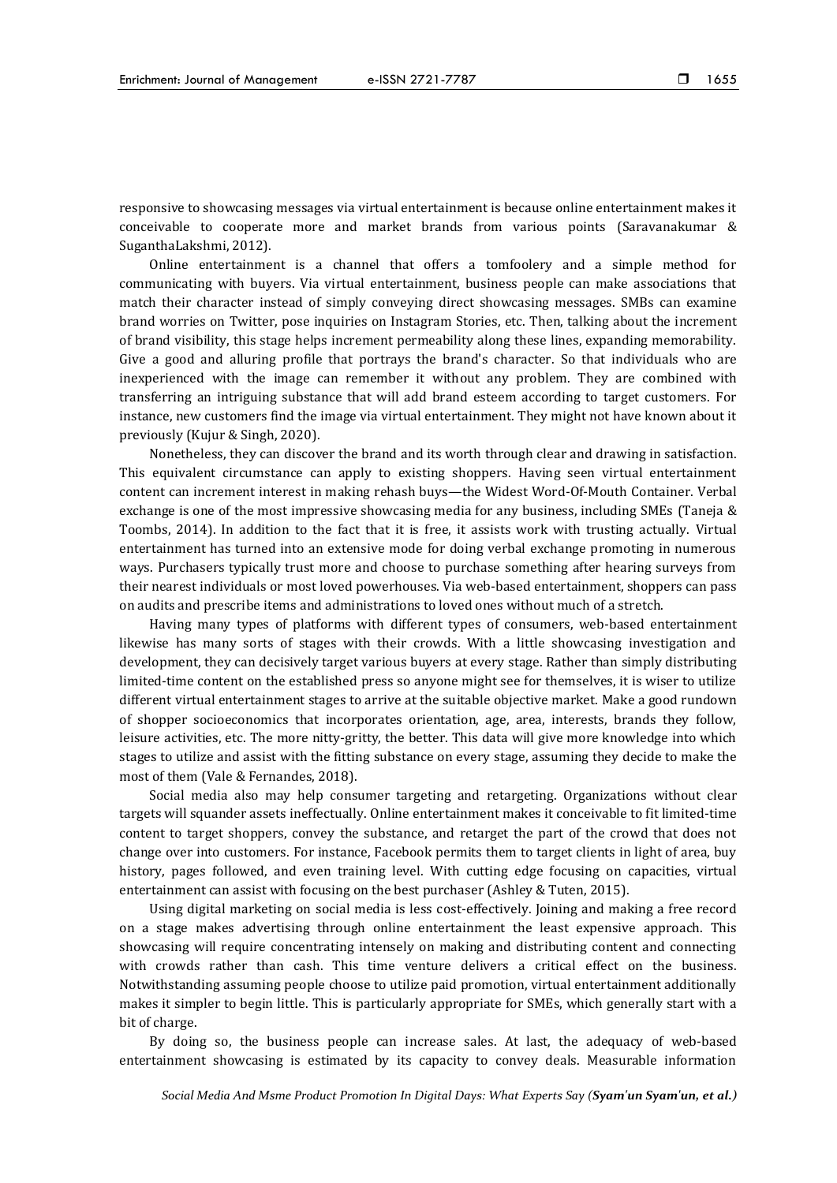responsive to showcasing messages via virtual entertainment is because online entertainment makes it conceivable to cooperate more and market brands from various points (Saravanakumar & SuganthaLakshmi, 2012).

Online entertainment is a channel that offers a tomfoolery and a simple method for communicating with buyers. Via virtual entertainment, business people can make associations that match their character instead of simply conveying direct showcasing messages. SMBs can examine brand worries on Twitter, pose inquiries on Instagram Stories, etc. Then, talking about the increment of brand visibility, this stage helps increment permeability along these lines, expanding memorability. Give a good and alluring profile that portrays the brand's character. So that individuals who are inexperienced with the image can remember it without any problem. They are combined with transferring an intriguing substance that will add brand esteem according to target customers. For instance, new customers find the image via virtual entertainment. They might not have known about it previously (Kujur & Singh, 2020).

Nonetheless, they can discover the brand and its worth through clear and drawing in satisfaction. This equivalent circumstance can apply to existing shoppers. Having seen virtual entertainment content can increment interest in making rehash buys—the Widest Word-Of-Mouth Container. Verbal exchange is one of the most impressive showcasing media for any business, including SMEs (Taneja & Toombs, 2014). In addition to the fact that it is free, it assists work with trusting actually. Virtual entertainment has turned into an extensive mode for doing verbal exchange promoting in numerous ways. Purchasers typically trust more and choose to purchase something after hearing surveys from their nearest individuals or most loved powerhouses. Via web-based entertainment, shoppers can pass on audits and prescribe items and administrations to loved ones without much of a stretch.

Having many types of platforms with different types of consumers, web-based entertainment likewise has many sorts of stages with their crowds. With a little showcasing investigation and development, they can decisively target various buyers at every stage. Rather than simply distributing limited-time content on the established press so anyone might see for themselves, it is wiser to utilize different virtual entertainment stages to arrive at the suitable objective market. Make a good rundown of shopper socioeconomics that incorporates orientation, age, area, interests, brands they follow, leisure activities, etc. The more nitty-gritty, the better. This data will give more knowledge into which stages to utilize and assist with the fitting substance on every stage, assuming they decide to make the most of them (Vale & Fernandes, 2018).

Social media also may help consumer targeting and retargeting. Organizations without clear targets will squander assets ineffectually. Online entertainment makes it conceivable to fit limited-time content to target shoppers, convey the substance, and retarget the part of the crowd that does not change over into customers. For instance, Facebook permits them to target clients in light of area, buy history, pages followed, and even training level. With cutting edge focusing on capacities, virtual entertainment can assist with focusing on the best purchaser (Ashley & Tuten, 2015).

Using digital marketing on social media is less cost-effectively. Joining and making a free record on a stage makes advertising through online entertainment the least expensive approach. This showcasing will require concentrating intensely on making and distributing content and connecting with crowds rather than cash. This time venture delivers a critical effect on the business. Notwithstanding assuming people choose to utilize paid promotion, virtual entertainment additionally makes it simpler to begin little. This is particularly appropriate for SMEs, which generally start with a bit of charge.

By doing so, the business people can increase sales. At last, the adequacy of web-based entertainment showcasing is estimated by its capacity to convey deals. Measurable information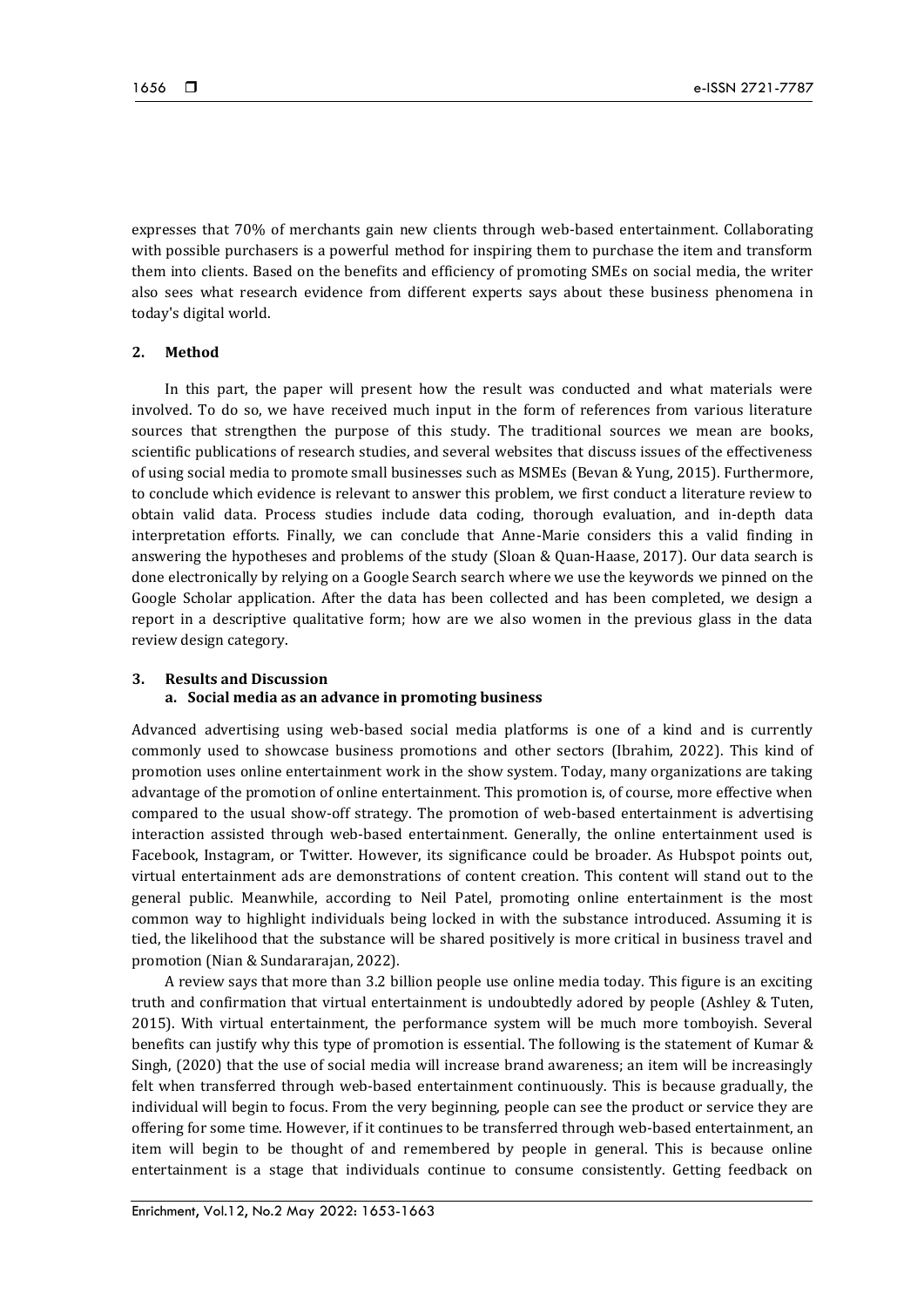expresses that 70% of merchants gain new clients through web-based entertainment. Collaborating with possible purchasers is a powerful method for inspiring them to purchase the item and transform them into clients. Based on the benefits and efficiency of promoting SMEs on social media, the writer also sees what research evidence from different experts says about these business phenomena in today's digital world.

## 2. Method

In this part, the paper will present how the result was conducted and what materials were involved. To do so, we have received much input in the form of references from various literature sources that strengthen the purpose of this study. The traditional sources we mean are books, scientific publications of research studies, and several websites that discuss issues of the effectiveness of using social media to promote small businesses such as MSMEs (Bevan & Yung, 2015). Furthermore, to conclude which evidence is relevant to answer this problem, we first conduct a literature review to obtain valid data. Process studies include data coding, thorough evaluation, and in-depth data interpretation efforts. Finally, we can conclude that Anne-Marie considers this a valid finding in answering the hypotheses and problems of the study (Sloan & Quan-Haase, 2017). Our data search is done electronically by relying on a Google Search search where we use the keywords we pinned on the Google Scholar application. After the data has been collected and has been completed, we design a report in a descriptive qualitative form; how are we also women in the previous glass in the data review design category.

## 3. Results and Discussion

### a. Social media as an advance in promoting business

Advanced advertising using web-based social media platforms is one of a kind and is currently commonly used to showcase business promotions and other sectors (Ibrahim, 2022). This kind of promotion uses online entertainment work in the show system. Today, many organizations are taking advantage of the promotion of online entertainment. This promotion is, of course, more effective when compared to the usual show-off strategy. The promotion of web-based entertainment is advertising interaction assisted through web-based entertainment. Generally, the online entertainment used is Facebook, Instagram, or Twitter. However, its significance could be broader. As Hubspot points out, virtual entertainment ads are demonstrations of content creation. This content will stand out to the general public. Meanwhile, according to Neil Patel, promoting online entertainment is the most common way to highlight individuals being locked in with the substance introduced. Assuming it is tied, the likelihood that the substance will be shared positively is more critical in business travel and promotion (Nian & Sundararajan, 2022).

A review says that more than 3.2 billion people use online media today. This figure is an exciting truth and confirmation that virtual entertainment is undoubtedly adored by people (Ashley & Tuten, 2015). With virtual entertainment, the performance system will be much more tomboyish. Several benefits can justify why this type of promotion is essential. The following is the statement of Kumar & Singh, (2020) that the use of social media will increase brand awareness; an item will be increasingly felt when transferred through web-based entertainment continuously. This is because gradually, the individual will begin to focus. From the very beginning, people can see the product or service they are offering for some time. However, if it continues to be transferred through web-based entertainment, an item will begin to be thought of and remembered by people in general. This is because online entertainment is a stage that individuals continue to consume consistently. Getting feedback on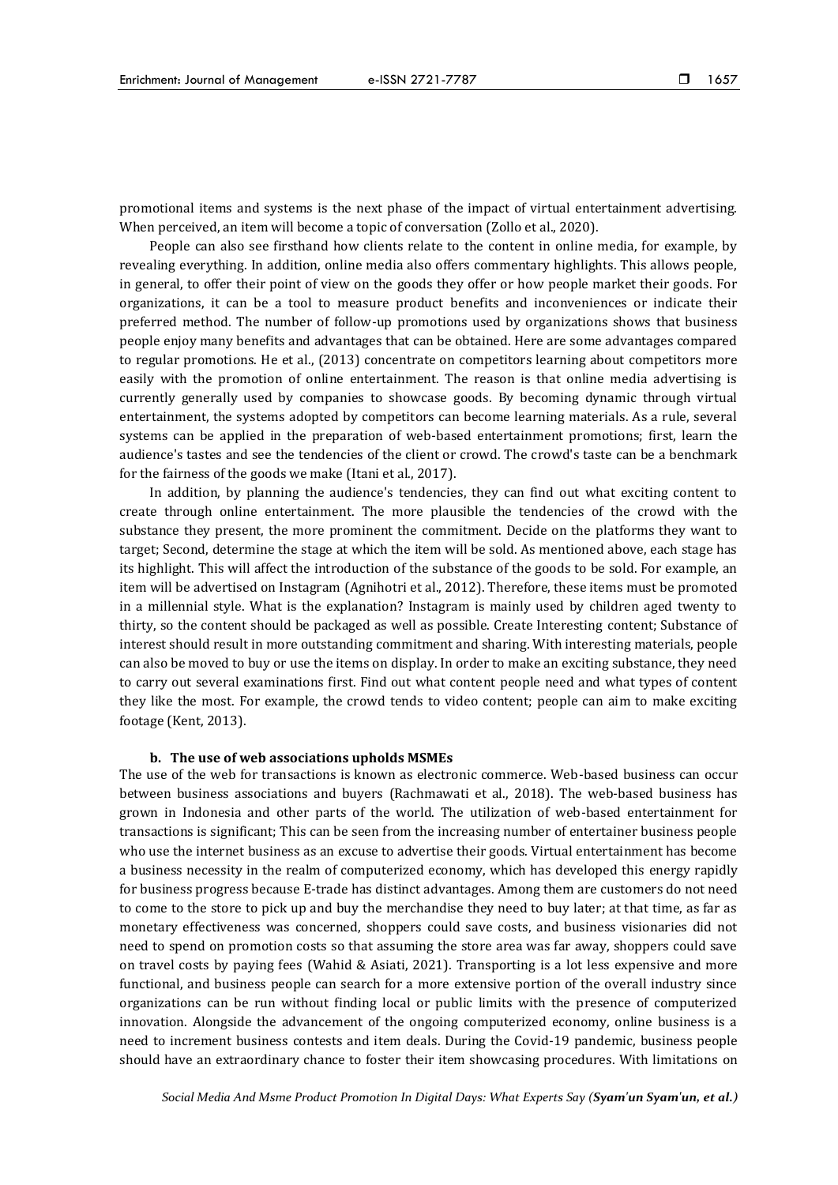promotional items and systems is the next phase of the impact of virtual entertainment advertising. When perceived, an item will become a topic of conversation (Zollo et al., 2020).

People can also see firsthand how clients relate to the content in online media, for example, by revealing everything. In addition, online media also offers commentary highlights. This allows people, in general, to offer their point of view on the goods they offer or how people market their goods. For organizations, it can be a tool to measure product benefits and inconveniences or indicate their preferred method. The number of follow-up promotions used by organizations shows that business people enjoy many benefits and advantages that can be obtained. Here are some advantages compared to regular promotions. He et al., (2013) concentrate on competitors learning about competitors more easily with the promotion of online entertainment. The reason is that online media advertising is currently generally used by companies to showcase goods. By becoming dynamic through virtual entertainment, the systems adopted by competitors can become learning materials. As a rule, several systems can be applied in the preparation of web-based entertainment promotions; first, learn the audience's tastes and see the tendencies of the client or crowd. The crowd's taste can be a benchmark for the fairness of the goods we make (Itani et al., 2017).

In addition, by planning the audience's tendencies, they can find out what exciting content to create through online entertainment. The more plausible the tendencies of the crowd with the substance they present, the more prominent the commitment. Decide on the platforms they want to target; Second, determine the stage at which the item will be sold. As mentioned above, each stage has its highlight. This will affect the introduction of the substance of the goods to be sold. For example, an item will be advertised on Instagram (Agnihotri et al., 2012). Therefore, these items must be promoted in a millennial style. What is the explanation? Instagram is mainly used by children aged twenty to thirty, so the content should be packaged as well as possible. Create Interesting content; Substance of interest should result in more outstanding commitment and sharing. With interesting materials, people can also be moved to buy or use the items on display. In order to make an exciting substance, they need to carry out several examinations first. Find out what content people need and what types of content they like the most. For example, the crowd tends to video content; people can aim to make exciting footage (Kent, 2013).

**b. The use of web associations upholds MSMEs**

The use of the web for transactions is known as electronic commerce. Web-based business can occur between business associations and buyers (Rachmawati et al., 2018). The web-based business has grown in Indonesia and other parts of the world. The utilization of web-based entertainment for transactions is significant; This can be seen from the increasing number of entertainer business people who use the internet business as an excuse to advertise their goods. Virtual entertainment has become a business necessity in the realm of computerized economy, which has developed this energy rapidly for business progress because E-trade has distinct advantages. Among them are customers do not need to come to the store to pick up and buy the merchandise they need to buy later; at that time, as far as monetary effectiveness was concerned, shoppers could save costs, and business visionaries did not need to spend on promotion costs so that assuming the store area was far away, shoppers could save on travel costs by paying fees (Wahid & Asiati, 2021). Transporting is a lot less expensive and more functional, and business people can search for a more extensive portion of the overall industry since organizations can be run without finding local or public limits with the presence of computerized innovation. Alongside the advancement of the ongoing computerized economy, online business is a need to increment business contests and item deals. During the Covid-19 pandemic, business people should have an extraordinary chance to foster their item showcasing procedures. With limitations on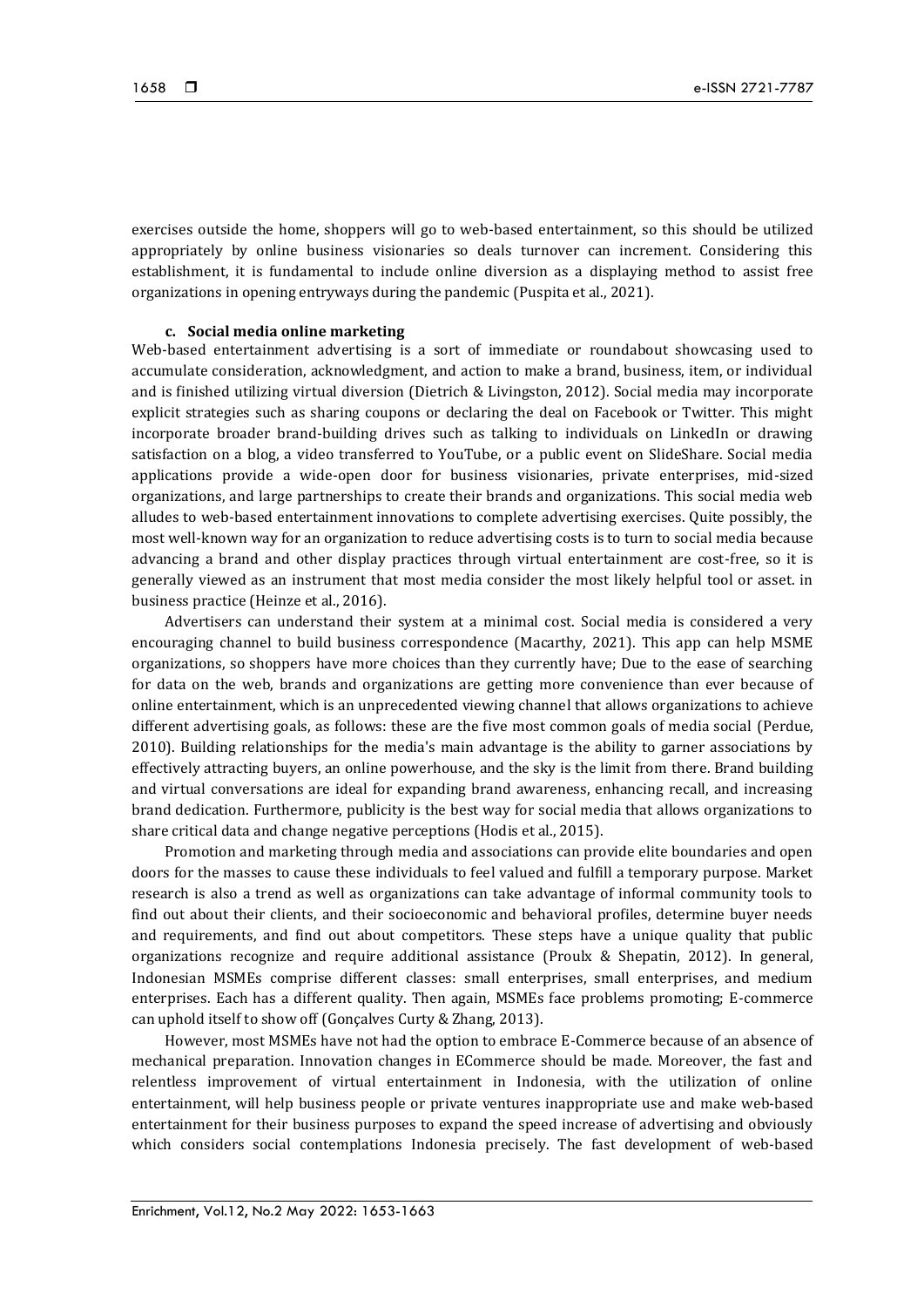exercises outside the home, shoppers will go to web-based entertainment, so this should be utilized appropriately by online business visionaries so deals turnover can increment. Considering this establishment, it is fundamental to include online diversion as a displaying method to assist free organizations in opening entryways during the pandemic (Puspita et al., 2021).

#### c. Social media online marketing

Web-based entertainment advertising is a sort of immediate or roundabout showcasing used to accumulate consideration, acknowledgment, and action to make a brand, business, item, or individual and is finished utilizing virtual diversion (Dietrich & Livingston, 2012). Social media may incorporate explicit strategies such as sharing coupons or declaring the deal on Facebook or Twitter. This might incorporate broader brand-building drives such as talking to individuals on LinkedIn or drawing satisfaction on a blog, a video transferred to YouTube, or a public event on SlideShare. Social media applications provide a wide-open door for business visionaries, private enterprises, mid-sized organizations, and large partnerships to create their brands and organizations. This social media web alludes to web-based entertainment innovations to complete advertising exercises. Quite possibly, the most well-known way for an organization to reduce advertising costs is to turn to social media because advancing a brand and other display practices through virtual entertainment are cost-free, so it is generally viewed as an instrument that most media consider the most likely helpful tool or asset. in business practice (Heinze et al., 2016).

Advertisers can understand their system at a minimal cost. Social media is considered a very encouraging channel to build business correspondence (Macarthy, 2021). This app can help MSME organizations, so shoppers have more choices than they currently have; Due to the ease of searching for data on the web, brands and organizations are getting more convenience than ever because of online entertainment, which is an unprecedented viewing channel that allows organizations to achieve different advertising goals, as follows: these are the five most common goals of media social (Perdue, 2010). Building relationships for the media's main advantage is the ability to garner associations by effectively attracting buyers, an online powerhouse, and the sky is the limit from there. Brand building and virtual conversations are ideal for expanding brand awareness, enhancing recall, and increasing brand dedication. Furthermore, publicity is the best way for social media that allows organizations to share critical data and change negative perceptions (Hodis et al., 2015).

Promotion and marketing through media and associations can provide elite boundaries and open doors for the masses to cause these individuals to feel valued and fulfill a temporary purpose. Market research is also a trend as well as organizations can take advantage of informal community tools to find out about their clients, and their socioeconomic and behavioral profiles, determine buyer needs and requirements, and find out about competitors. These steps have a unique quality that public organizations recognize and require additional assistance (Proulx & Shepatin, 2012). In general, Indonesian MSMEs comprise different classes: small enterprises, small enterprises, and medium enterprises. Each has a different quality. Then again, MSMEs face problems promoting; E-commerce can uphold itself to show off (Gonçalves Curty & Zhang, 2013).

However, most MSMEs have not had the option to embrace E-Commerce because of an absence of mechanical preparation. Innovation changes in ECommerce should be made. Moreover, the fast and relentless improvement of virtual entertainment in Indonesia, with the utilization of online entertainment, will help business people or private ventures inappropriate use and make web-based entertainment for their business purposes to expand the speed increase of advertising and obviously which considers social contemplations Indonesia precisely. The fast development of web-based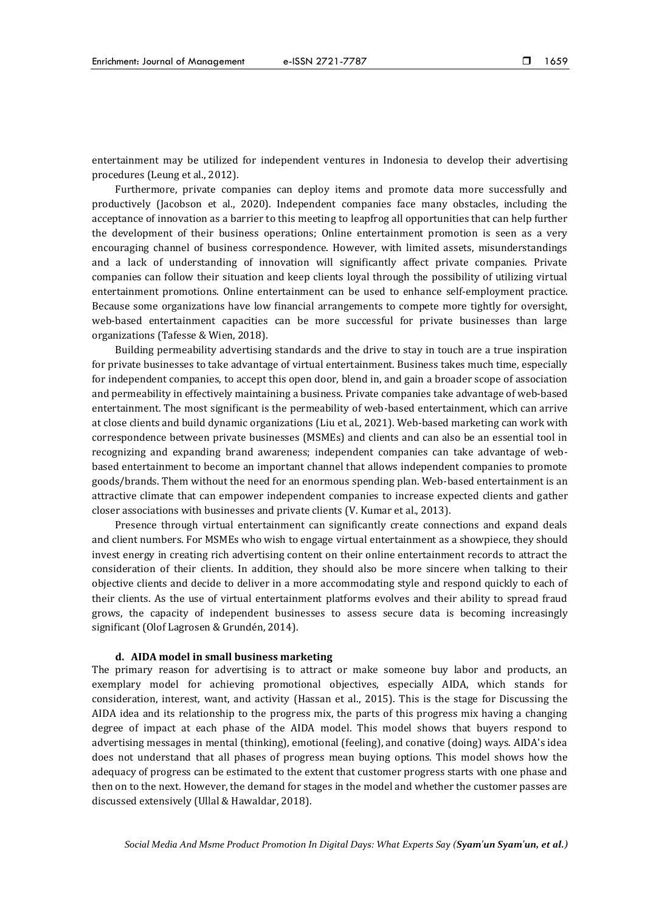entertainment may be utilized for independent ventures in Indonesia to develop their advertising procedures (Leung et al., 2012).

Furthermore, private companies can deploy items and promote data more successfully and productively (Jacobson et al., 2020). Independent companies face many obstacles, including the acceptance of innovation as a barrier to this meeting to leapfrog all opportunities that can help further the development of their business operations; Online entertainment promotion is seen as a very encouraging channel of business correspondence. However, with limited assets, misunderstandings and a lack of understanding of innovation will significantly affect private companies. Private companies can follow their situation and keep clients loyal through the possibility of utilizing virtual entertainment promotions. Online entertainment can be used to enhance self-employment practice. Because some organizations have low financial arrangements to compete more tightly for oversight, web-based entertainment capacities can be more successful for private businesses than large organizations (Tafesse & Wien, 2018).

Building permeability advertising standards and the drive to stay in touch are a true inspiration for private businesses to take advantage of virtual entertainment. Business takes much time, especially for independent companies, to accept this open door, blend in, and gain a broader scope of association and permeability in effectively maintaining a business. Private companies take advantage of web-based entertainment. The most significant is the permeability of web-based entertainment, which can arrive at close clients and build dynamic organizations (Liu et al., 2021). Web-based marketing can work with correspondence between private businesses (MSMEs) and clients and can also be an essential tool in recognizing and expanding brand awareness; independent companies can take advantage of web-based entertainment to become an important channel that allows independent companies to promote goods/brands. Them without the need for an enormous spending plan. Web-based entertainment is an attractive climate that can empower independent companies to increase expected clients and gather closer associations with businesses and private clients (V. Kumar et al., 2013).

Presence through virtual entertainment can significantly create connections and expand deals and client numbers. For MSMEs who wish to engage virtual entertainment as a showpiece, they should invest energy in creating rich advertising content on their online entertainment records to attract the consideration of their clients. In addition, they should also be more sincere when talking to their objective clients and decide to deliver in a more accommodating style and respond quickly to each of their clients. As the use of virtual entertainment platforms evolves and their ability to spread fraud grows, the capacity of independent businesses to assess secure data is becoming increasingly significant (Olof Lagrosen & Grundén, 2014).

### d. AIDA model in small business marketing

The primary reason for advertising is to attract or make someone buy labor and products, an exemplary model for achieving promotional objectives, especially AIDA, which stands for consideration, interest, want, and activity (Hassan et al., 2015). This is the stage for Discussing the AIDA idea and its relationship to the progress mix, the parts of this progress mix having a changing degree of impact at each phase of the AIDA model. This model shows that buyers respond to advertising messages in mental (thinking), emotional (feeling), and conative (doing) ways. AIDA's idea does not understand that all phases of progress mean buying options. This model shows how the adequacy of progress can be estimated to the extent that customer progress starts with one phase and then on to the next. However, the demand for stages in the model and whether the customer passes are discussed extensively (Ullal & Hawaldar, 2018).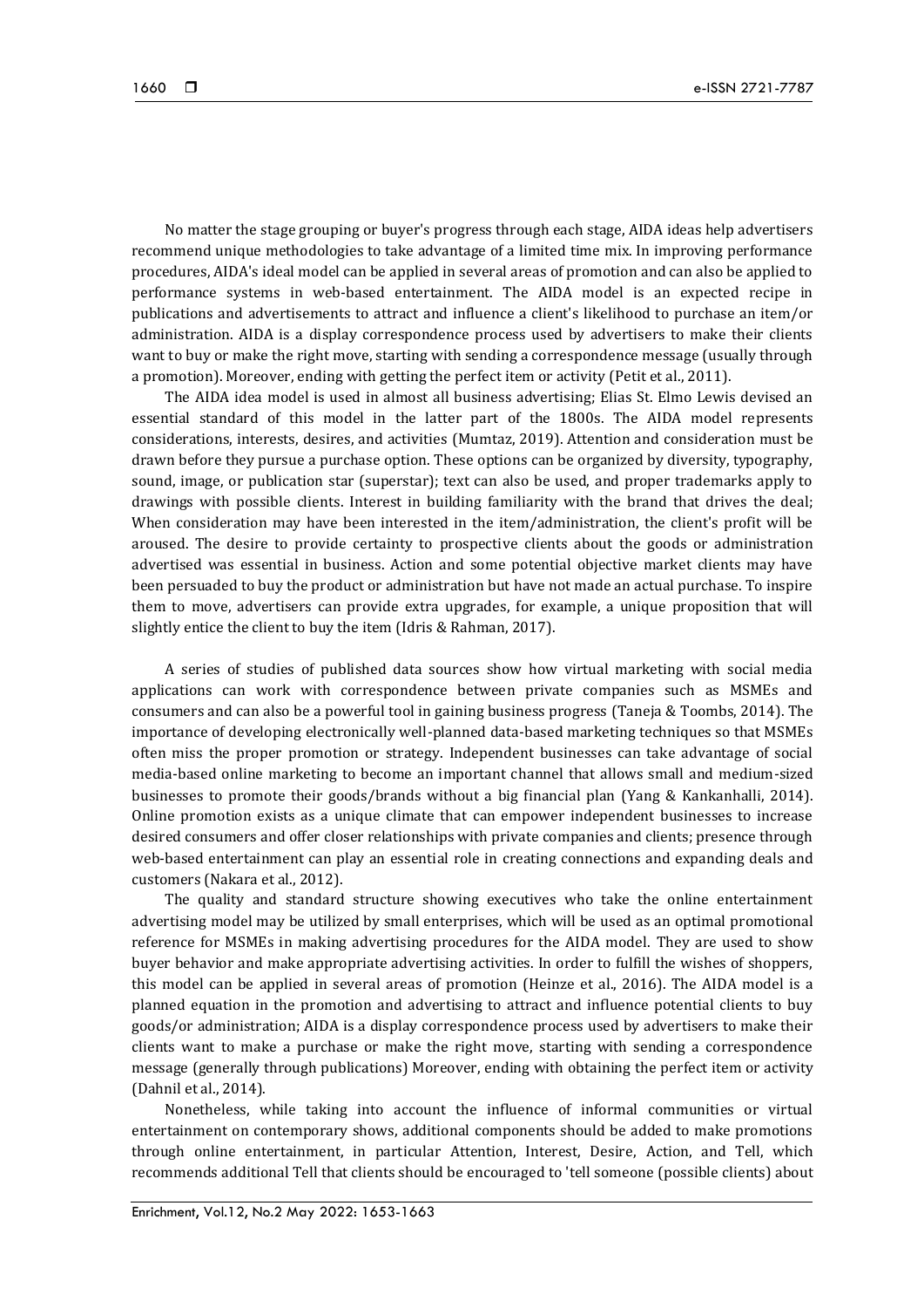No matter the stage grouping or buyer's progress through each stage, AIDA ideas help advertisers recommend unique methodologies to take advantage of a limited time mix. In improving performance procedures, AIDA's ideal model can be applied in several areas of promotion and can also be applied to performance systems in web-based entertainment. The AIDA model is an expected recipe in publications and advertisements to attract and influence a client's likelihood to purchase an item/or administration. AIDA is a display correspondence process used by advertisers to make their clients want to buy or make the right move, starting with sending a correspondence message (usually through a promotion). Moreover, ending with getting the perfect item or activity (Petit et al., 2011).

The AIDA idea model is used in almost all business advertising; Elias St. Elmo Lewis devised an essential standard of this model in the latter part of the 1800s. The AIDA model represents considerations, interests, desires, and activities (Mumtaz, 2019). Attention and consideration must be drawn before they pursue a purchase option. These options can be organized by diversity, typography, sound, image, or publication star (superstar); text can also be used, and proper trademarks apply to drawings with possible clients. Interest in building familiarity with the brand that drives the deal; When consideration may have been interested in the item/administration, the client's profit will be aroused. The desire to provide certainty to prospective clients about the goods or administration advertised was essential in business. Action and some potential objective market clients may have been persuaded to buy the product or administration but have not made an actual purchase. To inspire them to move, advertisers can provide extra upgrades, for example, a unique proposition that will slightly entice the client to buy the item (Idris & Rahman, 2017).

A series of studies of published data sources show how virtual marketing with social media applications can work with correspondence between private companies such as MSMEs and consumers and can also be a powerful tool in gaining business progress (Taneja & Toombs, 2014). The importance of developing electronically well-planned data-based marketing techniques so that MSMEs often miss the proper promotion or strategy. Independent businesses can take advantage of social media-based online marketing to become an important channel that allows small and medium-sized businesses to promote their goods/brands without a big financial plan (Yang & Kankanhalli, 2014). Online promotion exists as a unique climate that can empower independent businesses to increase desired consumers and offer closer relationships with private companies and clients; presence through web-based entertainment can play an essential role in creating connections and expanding deals and customers (Nakara et al., 2012).

The quality and standard structure showing executives who take the online entertainment advertising model may be utilized by small enterprises, which will be used as an optimal promotional reference for MSMEs in making advertising procedures for the AIDA model. They are used to show buyer behavior and make appropriate advertising activities. In order to fulfill the wishes of shoppers, this model can be applied in several areas of promotion (Heinze et al., 2016). The AIDA model is a planned equation in the promotion and advertising to attract and influence potential clients to buy goods/or administration; AIDA is a display correspondence process used by advertisers to make their clients want to make a purchase or make the right move, starting with sending a correspondence message (generally through publications) Moreover, ending with obtaining the perfect item or activity (Dahnil et al., 2014).

Nonetheless, while taking into account the influence of informal communities or virtual entertainment on contemporary shows, additional components should be added to make promotions through online entertainment, in particular Attention, Interest, Desire, Action, and Tell, which recommends additional Tell that clients should be encouraged to 'tell someone (possible clients) about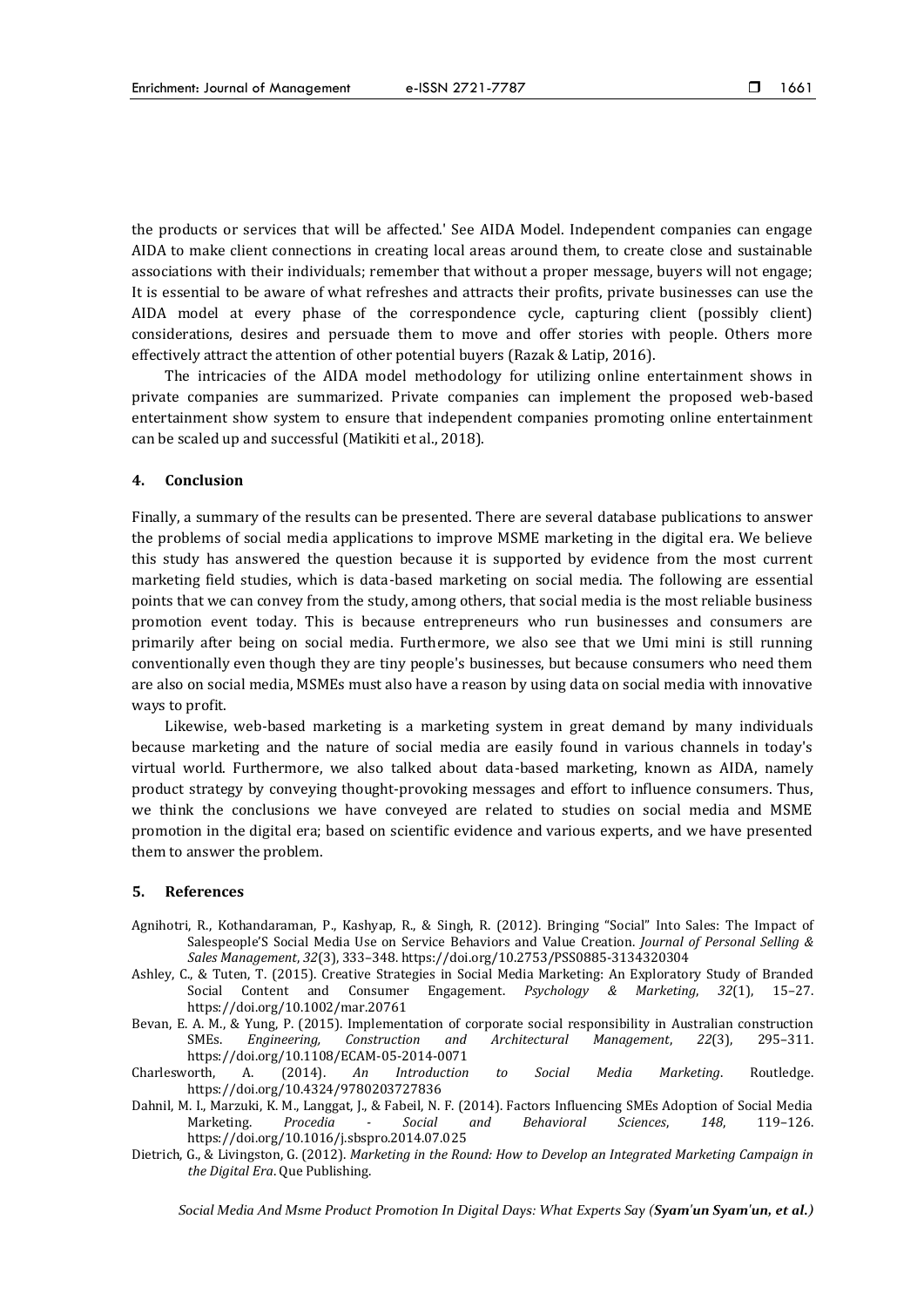the products or services that will be affected.' See AIDA Model. Independent companies can engage AIDA to make client connections in creating local areas around them, to create close and sustainable associations with their individuals; remember that without a proper message, buyers will not engage; It is essential to be aware of what refreshes and attracts their profits, private businesses can use the AIDA model at every phase of the correspondence cycle, capturing client (possibly client) considerations, desires and persuade them to move and offer stories with people. Others more effectively attract the attention of other potential buyers (Razak & Latip, 2016).

The intricacies of the AIDA model methodology for utilizing online entertainment shows in private companies are summarized. Private companies can implement the proposed web-based entertainment show system to ensure that independent companies promoting online entertainment can be scaled up and successful (Matikiti et al., 2018).

## 4. Conclusion

Finally, a summary of the results can be presented. There are several database publications to answer the problems of social media applications to improve MSME marketing in the digital era. We believe this study has answered the question because it is supported by evidence from the most current marketing field studies, which is data-based marketing on social media. The following are essential points that we can convey from the study, among others, that social media is the most reliable business promotion event today. This is because entrepreneurs who run businesses and consumers are primarily after being on social media. Furthermore, we also see that we Umi mini is still running conventionally even though they are tiny people's businesses, but because consumers who need them are also on social media, MSMEs must also have a reason by using data on social media with innovative ways to profit.

Likewise, web-based marketing is a marketing system in great demand by many individuals because marketing and the nature of social media are easily found in various channels in today's virtual world. Furthermore, we also talked about data-based marketing, known as AIDA, namely product strategy by conveying thought-provoking messages and effort to influence consumers. Thus, we think the conclusions we have conveyed are related to studies on social media and MSME promotion in the digital era; based on scientific evidence and various experts, and we have presented them to answer the problem.

## 5. References

Agnihotri, R., Kothandaraman, P., Kashyap, R., & Singh, R. (2012). Bringing "Social" Into Sales: The Impact of Salespeople'S Social Media Use on Service Behaviors and Value Creation. *Journal of Personal Selling & Sales Management*, *32*(3), 333–348. https://doi.org/10.2753/PSS0885-3134320304

Ashley, C., & Tuten, T. (2015). Creative Strategies in Social Media Marketing: An Exploratory Study of Branded Social Content and Consumer Engagement. *Psychology & Marketing*, *32*(1), 15–27. https://doi.org/10.1002/mar.20761

Bevan, E. A. M., & Yung, P. (2015). Implementation of corporate social responsibility in Australian construction SMEs. *Engineering, Construction and Architectural Management*, *22*(3), 295–311. https://doi.org/10.1108/ECAM-05-2014-0071

Charlesworth, A. (2014). *An Introduction to Social Media Marketing*. Routledge. https://doi.org/10.4324/9780203727836

Dahnil, M. I., Marzuki, K. M., Langgat, J., & Fabeil, N. F. (2014). Factors Influencing SMEs Adoption of Social Media Marketing. *Procedia - Social and Behavioral Sciences*, *148*, 119–126. https://doi.org/10.1016/j.sbspro.2014.07.025

Dietrich, G., & Livingston, G. (2012). *Marketing in the Round: How to Develop an Integrated Marketing Campaign in the Digital Era*. Que Publishing.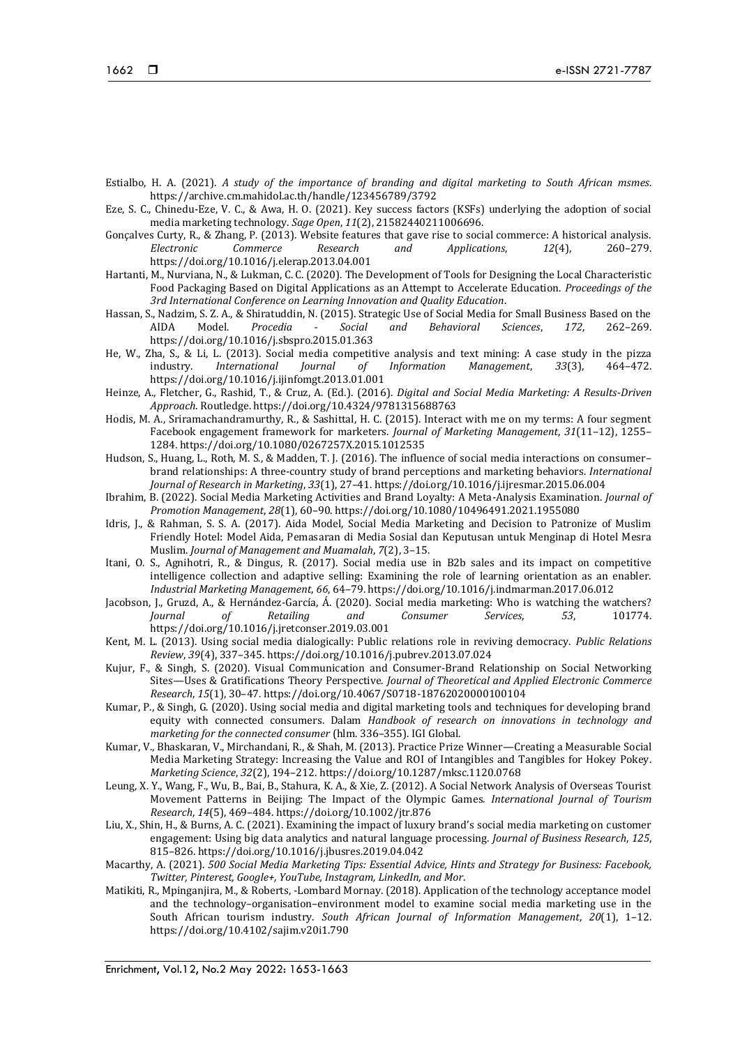Estialbo, H. A. (2021). *A study of the importance of branding and digital marketing to South African msmes.* https://archive.cm.mahidol.ac.th/handle/123456789/3792

Eze, S. C., Chinedu-Eze, V. C., & Awa, H. O. (2021). Key success factors (KSFs) underlying the adoption of social media marketing technology. *Sage Open*, *11*(2), 21582440211006696.

Gonçalves Curty, R., & Zhang, P. (2013). Website features that gave rise to social commerce: A historical analysis. *Electronic Commerce Research and Applications*, *12*(4), 260–279. https://doi.org/10.1016/j.elerap.2013.04.001

Hartanti, M., Nurviana, N., & Lukman, C. C. (2020). The Development of Tools for Designing the Local Characteristic Food Packaging Based on Digital Applications as an Attempt to Accelerate Education. *Proceedings of the 3rd International Conference on Learning Innovation and Quality Education*.

Hassan, S., Nadzim, S. Z. A., & Shiratuddin, N. (2015). Strategic Use of Social Media for Small Business Based on the AIDA Model. *Procedia - Social and Behavioral Sciences*, *172*, 262–269. https://doi.org/10.1016/j.sbspro.2015.01.363

He, W., Zha, S., & Li, L. (2013). Social media competitive analysis and text mining: A case study in the pizza industry. *International Journal of Information Management*, *33*(3), 464–472. https://doi.org/10.1016/j.ijinfomgt.2013.01.001

Heinze, A., Fletcher, G., Rashid, T., & Cruz, A. (Ed.). (2016). *Digital and Social Media Marketing: A Results-Driven Approach*. Routledge. https://doi.org/10.4324/9781315688763

Hodis, M. A., Sriramachandramurthy, R., & Sashittal, H. C. (2015). Interact with me on my terms: A four segment Facebook engagement framework for marketers. *Journal of Marketing Management*, *31*(11–12), 1255–1284. https://doi.org/10.1080/0267257X.2015.1012535

Hudson, S., Huang, L., Roth, M. S., & Madden, T. J. (2016). The influence of social media interactions on consumer–brand relationships: A three-country study of brand perceptions and marketing behaviors. *International Journal of Research in Marketing*, *33*(1), 27–41. https://doi.org/10.1016/j.ijresmar.2015.06.004

Ibrahim, B. (2022). Social Media Marketing Activities and Brand Loyalty: A Meta-Analysis Examination. *Journal of Promotion Management*, *28*(1), 60–90. https://doi.org/10.1080/10496491.2021.1955080

Idris, J., & Rahman, S. S. A. (2017). Aida Model, Social Media Marketing and Decision to Patronize of Muslim Friendly Hotel: Model Aida, Pemasaran di Media Sosial dan Keputusan untuk Menginap di Hotel Mesra Muslim. *Journal of Management and Muamalah*, *7*(2), 3–15.

Itani, O. S., Agnihotri, R., & Dingus, R. (2017). Social media use in B2b sales and its impact on competitive intelligence collection and adaptive selling: Examining the role of learning orientation as an enabler. *Industrial Marketing Management*, *66*, 64–79. https://doi.org/10.1016/j.indmarman.2017.06.012

Jacobson, J., Gruzd, A., & Hernández-García, Á. (2020). Social media marketing: Who is watching the watchers? *Journal of Retailing and Consumer Services*, *53*, 101774. https://doi.org/10.1016/j.jretconser.2019.03.001

Kent, M. L. (2013). Using social media dialogically: Public relations role in reviving democracy. *Public Relations Review*, *39*(4), 337–345. https://doi.org/10.1016/j.pubrev.2013.07.024

Kujur, F., & Singh, S. (2020). Visual Communication and Consumer-Brand Relationship on Social Networking Sites—Uses & Gratifications Theory Perspective. *Journal of Theoretical and Applied Electronic Commerce Research*, *15*(1), 30–47. https://doi.org/10.4067/S0718-18762020000100104

Kumar, P., & Singh, G. (2020). Using social media and digital marketing tools and techniques for developing brand equity with connected consumers. Dalam *Handbook of research on innovations in technology and marketing for the connected consumer* (hlm. 336–355). IGI Global.

Kumar, V., Bhaskaran, V., Mirchandani, R., & Shah, M. (2013). Practice Prize Winner—Creating a Measurable Social Media Marketing Strategy: Increasing the Value and ROI of Intangibles and Tangibles for Hokey Pokey. *Marketing Science*, *32*(2), 194–212. https://doi.org/10.1287/mksc.1120.0768

Leung, X. Y., Wang, F., Wu, B., Bai, B., Stahura, K. A., & Xie, Z. (2012). A Social Network Analysis of Overseas Tourist Movement Patterns in Beijing: The Impact of the Olympic Games. *International Journal of Tourism Research*, *14*(5), 469–484. https://doi.org/10.1002/jtr.876

Liu, X., Shin, H., & Burns, A. C. (2021). Examining the impact of luxury brand's social media marketing on customer engagement: Using big data analytics and natural language processing. *Journal of Business Research*, *125*, 815–826. https://doi.org/10.1016/j.jbusres.2019.04.042

Macarthy, A. (2021). *500 Social Media Marketing Tips: Essential Advice, Hints and Strategy for Business: Facebook, Twitter, Pinterest, Google+, YouTube, Instagram, LinkedIn, and Mor*.

Matikiti, R., Mpinganjira, M., & Roberts, -Lombard Mornay. (2018). Application of the technology acceptance model and the technology–organisation–environment model to examine social media marketing use in the South African tourism industry. *South African Journal of Information Management*, *20*(1), 1–12. https://doi.org/10.4102/sajim.v20i1.790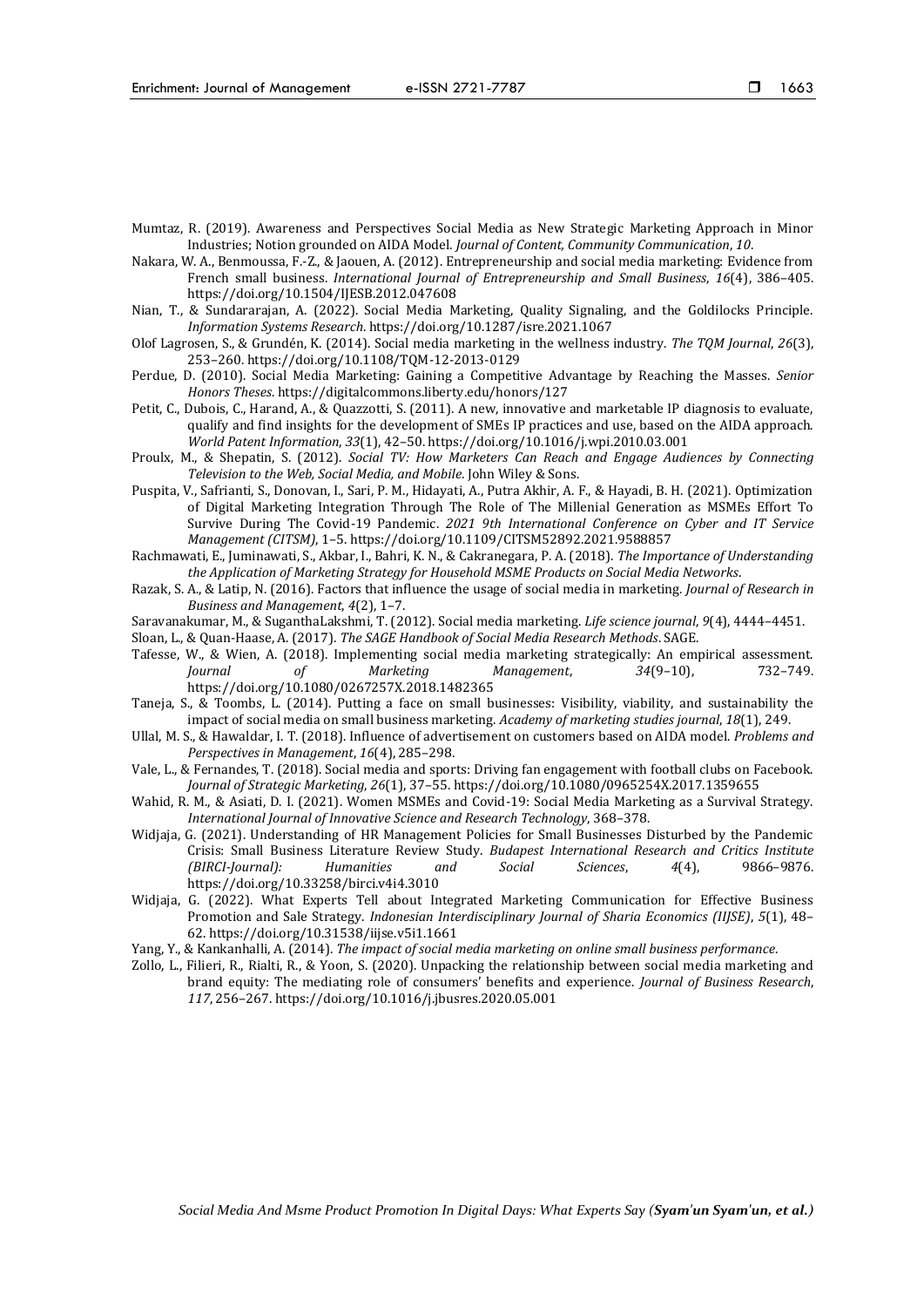Mumtaz, R. (2019). Awareness and Perspectives Social Media as New Strategic Marketing Approach in Minor Industries; Notion grounded on AIDA Model. *Journal of Content, Community Communication*, *10*.

Nakara, W. A., Benmoussa, F.-Z., & Jaouen, A. (2012). Entrepreneurship and social media marketing: Evidence from French small business. *International Journal of Entrepreneurship and Small Business*, *16*(4), 386–405. https://doi.org/10.1504/IJESB.2012.047608

Nian, T., & Sundararajan, A. (2022). Social Media Marketing, Quality Signaling, and the Goldilocks Principle. *Information Systems Research*. https://doi.org/10.1287/isre.2021.1067

Olof Lagrosen, S., & Grundén, K. (2014). Social media marketing in the wellness industry. *The TQM Journal*, *26*(3), 253–260. https://doi.org/10.1108/TQM-12-2013-0129

Perdue, D. (2010). Social Media Marketing: Gaining a Competitive Advantage by Reaching the Masses. *Senior Honors Theses*. https://digitalcommons.liberty.edu/honors/127

Petit, C., Dubois, C., Harand, A., & Quazzotti, S. (2011). A new, innovative and marketable IP diagnosis to evaluate, qualify and find insights for the development of SMEs IP practices and use, based on the AIDA approach. *World Patent Information*, *33*(1), 42–50. https://doi.org/10.1016/j.wpi.2010.03.001

Proulx, M., & Shepatin, S. (2012). *Social TV: How Marketers Can Reach and Engage Audiences by Connecting Television to the Web, Social Media, and Mobile*. John Wiley & Sons.

Puspita, V., Safrianti, S., Donovan, I., Sari, P. M., Hidayati, A., Putra Akhir, A. F., & Hayadi, B. H. (2021). Optimization of Digital Marketing Integration Through The Role of The Millenial Generation as MSMEs Effort To Survive During The Covid-19 Pandemic. *2021 9th International Conference on Cyber and IT Service Management (CITSM)*, 1–5. https://doi.org/10.1109/CITSM52892.2021.9588857

Rachmawati, E., Juminawati, S., Akbar, I., Bahri, K. N., & Cakranegara, P. A. (2018). *The Importance of Understanding the Application of Marketing Strategy for Household MSME Products on Social Media Networks*.

Razak, S. A., & Latip, N. (2016). Factors that influence the usage of social media in marketing. *Journal of Research in Business and Management*, *4*(2), 1–7.

Saravanakumar, M., & SuganthaLakshmi, T. (2012). Social media marketing. *Life science journal*, *9*(4), 4444–4451.

Sloan, L., & Quan-Haase, A. (2017). *The SAGE Handbook of Social Media Research Methods*. SAGE.

Tafesse, W., & Wien, A. (2018). Implementing social media marketing strategically: An empirical assessment. *Journal of Marketing Management*, *34*(9–10), 732–749. https://doi.org/10.1080/0267257X.2018.1482365

Taneja, S., & Toombs, L. (2014). Putting a face on small businesses: Visibility, viability, and sustainability the impact of social media on small business marketing. *Academy of marketing studies journal*, *18*(1), 249.

Ullal, M. S., & Hawaldar, I. T. (2018). Influence of advertisement on customers based on AIDA model. *Problems and Perspectives in Management*, *16*(4), 285–298.

Vale, L., & Fernandes, T. (2018). Social media and sports: Driving fan engagement with football clubs on Facebook. *Journal of Strategic Marketing*, *26*(1), 37–55. https://doi.org/10.1080/0965254X.2017.1359655

Wahid, R. M., & Asiati, D. I. (2021). Women MSMEs and Covid-19: Social Media Marketing as a Survival Strategy. *International Journal of Innovative Science and Research Technology*, 368–378.

Widjaja, G. (2021). Understanding of HR Management Policies for Small Businesses Disturbed by the Pandemic Crisis: Small Business Literature Review Study. *Budapest International Research and Critics Institute (BIRCI-Journal): Humanities and Social Sciences*, *4*(4), 9866–9876. https://doi.org/10.33258/birci.v4i4.3010

Widjaja, G. (2022). What Experts Tell about Integrated Marketing Communication for Effective Business Promotion and Sale Strategy. *Indonesian Interdisciplinary Journal of Sharia Economics (IIJSE)*, *5*(1), 48–62. https://doi.org/10.31538/iijse.v5i1.1661

Yang, Y., & Kankanhalli, A. (2014). *The impact of social media marketing on online small business performance*.

Zollo, L., Filieri, R., Rialti, R., & Yoon, S. (2020). Unpacking the relationship between social media marketing and brand equity: The mediating role of consumers' benefits and experience. *Journal of Business Research*, *117*, 256–267. https://doi.org/10.1016/j.jbusres.2020.05.001